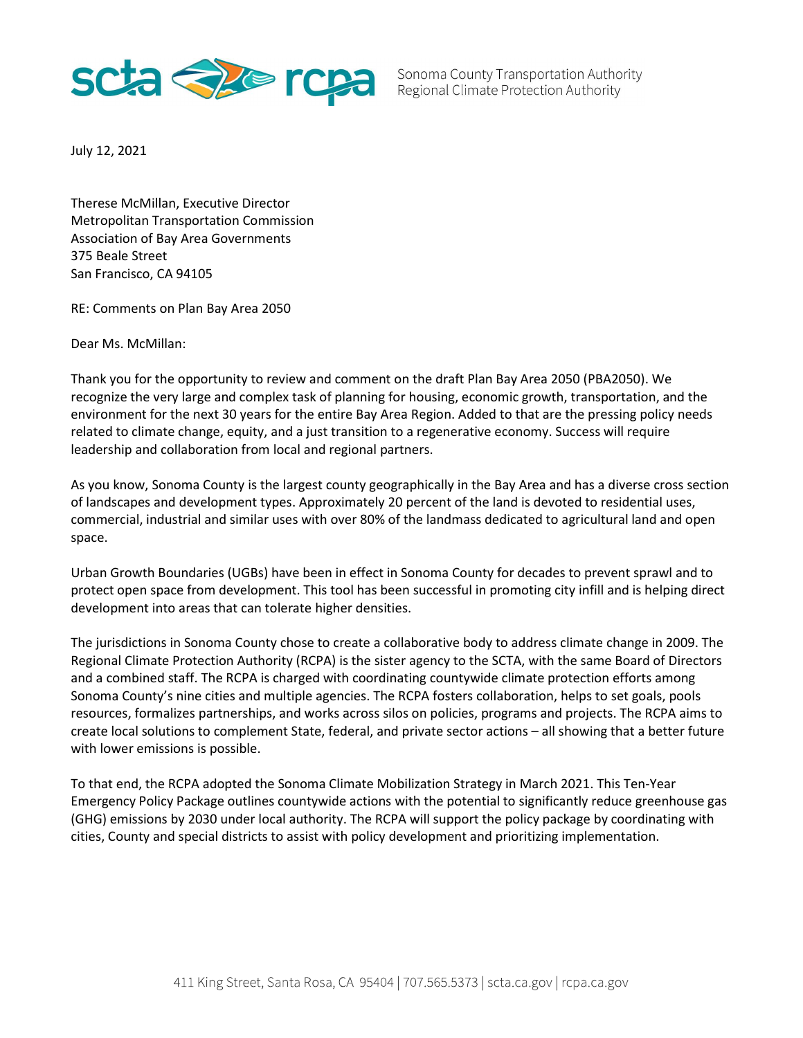scta rcpa Sonoma County Transportation Authority
Regional Climate Protection Authority

July 12, 2021

Therese McMillan, Executive Director
Metropolitan Transportation Commission
Association of Bay Area Governments
375 Beale Street
San Francisco, CA 94105

RE: Comments on Plan Bay Area 2050

Dear Ms. McMillan:

Thank you for the opportunity to review and comment on the draft Plan Bay Area 2050 (PBA2050). We recognize the very large and complex task of planning for housing, economic growth, transportation, and the environment for the next 30 years for the entire Bay Area Region. Added to that are the pressing policy needs related to climate change, equity, and a just transition to a regenerative economy. Success will require leadership and collaboration from local and regional partners.

As you know, Sonoma County is the largest county geographically in the Bay Area and has a diverse cross section of landscapes and development types. Approximately 20 percent of the land is devoted to residential uses, commercial, industrial and similar uses with over 80% of the landmass dedicated to agricultural land and open space.

Urban Growth Boundaries (UGBs) have been in effect in Sonoma County for decades to prevent sprawl and to protect open space from development. This tool has been successful in promoting city infill and is helping direct development into areas that can tolerate higher densities.

The jurisdictions in Sonoma County chose to create a collaborative body to address climate change in 2009. The Regional Climate Protection Authority (RCPA) is the sister agency to the SCTA, with the same Board of Directors and a combined staff. The RCPA is charged with coordinating countywide climate protection efforts among Sonoma County's nine cities and multiple agencies. The RCPA fosters collaboration, helps to set goals, pools resources, formalizes partnerships, and works across silos on policies, programs and projects. The RCPA aims to create local solutions to complement State, federal, and private sector actions – all showing that a better future with lower emissions is possible.

To that end, the RCPA adopted the Sonoma Climate Mobilization Strategy in March 2021. This Ten-Year Emergency Policy Package outlines countywide actions with the potential to significantly reduce greenhouse gas (GHG) emissions by 2030 under local authority. The RCPA will support the policy package by coordinating with cities, County and special districts to assist with policy development and prioritizing implementation.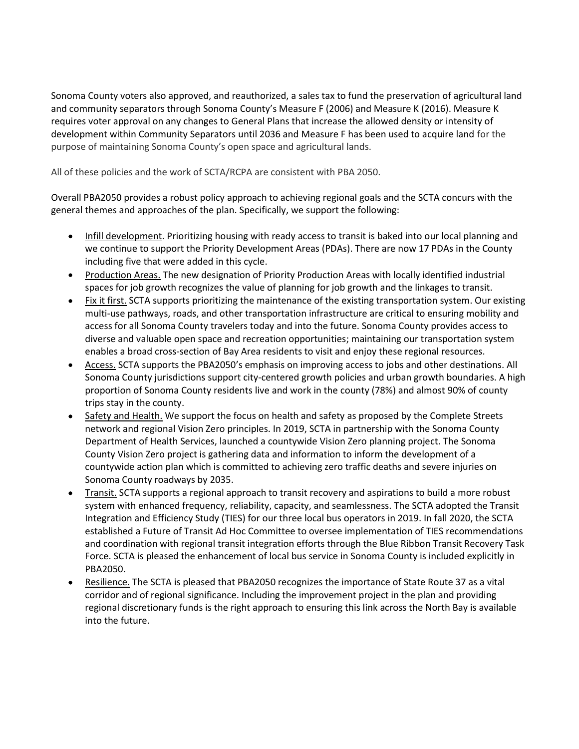Sonoma County voters also approved, and reauthorized, a sales tax to fund the preservation of agricultural land and community separators through Sonoma County's Measure F (2006) and Measure K (2016). Measure K requires voter approval on any changes to General Plans that increase the allowed density or intensity of development within Community Separators until 2036 and Measure F has been used to acquire land for the purpose of maintaining Sonoma County's open space and agricultural lands.

All of these policies and the work of SCTA/RCPA are consistent with PBA 2050.

Overall PBA2050 provides a robust policy approach to achieving regional goals and the SCTA concurs with the general themes and approaches of the plan. Specifically, we support the following:

- Infill development. Prioritizing housing with ready access to transit is baked into our local planning and we continue to support the Priority Development Areas (PDAs). There are now 17 PDAs in the County including five that were added in this cycle.
- Production Areas. The new designation of Priority Production Areas with locally identified industrial spaces for job growth recognizes the value of planning for job growth and the linkages to transit.
- Fix it first. SCTA supports prioritizing the maintenance of the existing transportation system. Our existing multi-use pathways, roads, and other transportation infrastructure are critical to ensuring mobility and access for all Sonoma County travelers today and into the future. Sonoma County provides access to diverse and valuable open space and recreation opportunities; maintaining our transportation system enables a broad cross-section of Bay Area residents to visit and enjoy these regional resources.
- Access. SCTA supports the PBA2050's emphasis on improving access to jobs and other destinations. All Sonoma County jurisdictions support city-centered growth policies and urban growth boundaries. A high proportion of Sonoma County residents live and work in the county (78%) and almost 90% of county trips stay in the county.
- Safety and Health. We support the focus on health and safety as proposed by the Complete Streets network and regional Vision Zero principles. In 2019, SCTA in partnership with the Sonoma County Department of Health Services, launched a countywide Vision Zero planning project. The Sonoma County Vision Zero project is gathering data and information to inform the development of a countywide action plan which is committed to achieving zero traffic deaths and severe injuries on Sonoma County roadways by 2035.
- Transit. SCTA supports a regional approach to transit recovery and aspirations to build a more robust system with enhanced frequency, reliability, capacity, and seamlessness. The SCTA adopted the Transit Integration and Efficiency Study (TIES) for our three local bus operators in 2019. In fall 2020, the SCTA established a Future of Transit Ad Hoc Committee to oversee implementation of TIES recommendations and coordination with regional transit integration efforts through the Blue Ribbon Transit Recovery Task Force. SCTA is pleased the enhancement of local bus service in Sonoma County is included explicitly in PBA2050.
- Resilience. The SCTA is pleased that PBA2050 recognizes the importance of State Route 37 as a vital corridor and of regional significance. Including the improvement project in the plan and providing regional discretionary funds is the right approach to ensuring this link across the North Bay is available into the future.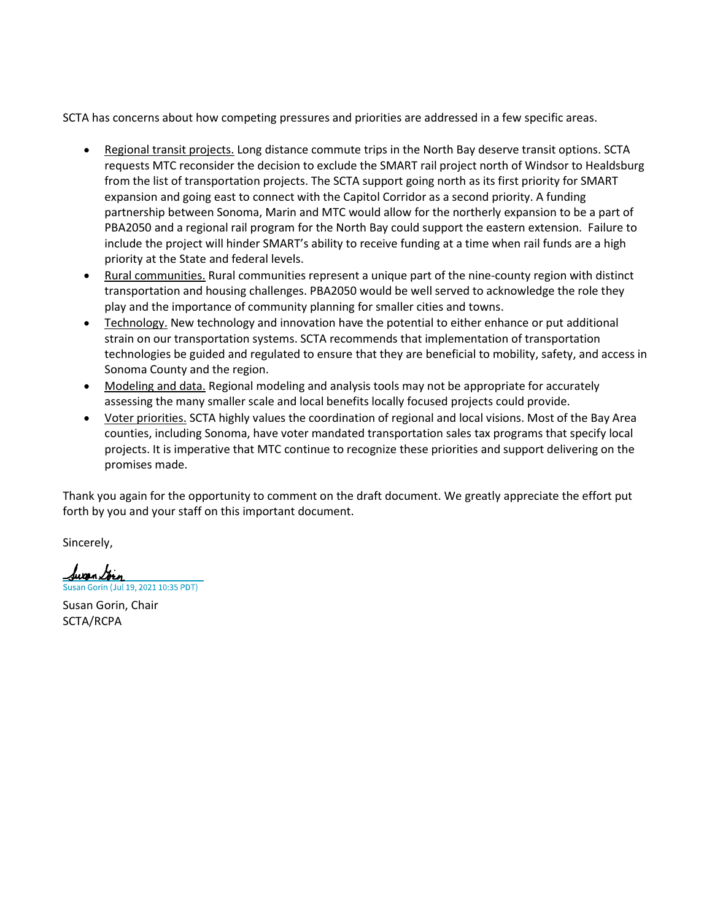SCTA has concerns about how competing pressures and priorities are addressed in a few specific areas.

- Regional transit projects. Long distance commute trips in the North Bay deserve transit options. SCTA requests MTC reconsider the decision to exclude the SMART rail project north of Windsor to Healdsburg from the list of transportation projects. The SCTA support going north as its first priority for SMART expansion and going east to connect with the Capitol Corridor as a second priority. A funding partnership between Sonoma, Marin and MTC would allow for the northerly expansion to be a part of PBA2050 and a regional rail program for the North Bay could support the eastern extension. Failure to include the project will hinder SMART's ability to receive funding at a time when rail funds are a high priority at the State and federal levels.
- Rural communities. Rural communities represent a unique part of the nine-county region with distinct transportation and housing challenges. PBA2050 would be well served to acknowledge the role they play and the importance of community planning for smaller cities and towns.
- Technology. New technology and innovation have the potential to either enhance or put additional strain on our transportation systems. SCTA recommends that implementation of transportation technologies be guided and regulated to ensure that they are beneficial to mobility, safety, and access in Sonoma County and the region.
- Modeling and data. Regional modeling and analysis tools may not be appropriate for accurately assessing the many smaller scale and local benefits locally focused projects could provide.
- Voter priorities. SCTA highly values the coordination of regional and local visions. Most of the Bay Area counties, including Sonoma, have voter mandated transportation sales tax programs that specify local projects. It is imperative that MTC continue to recognize these priorities and support delivering on the promises made.

Thank you again for the opportunity to comment on the draft document. We greatly appreciate the effort put forth by you and your staff on this important document.

Sincerely,

Susan Gorin (Jul 19, 2021 10:35 PDT)

Susan Gorin, Chair
SCTA/RCPA